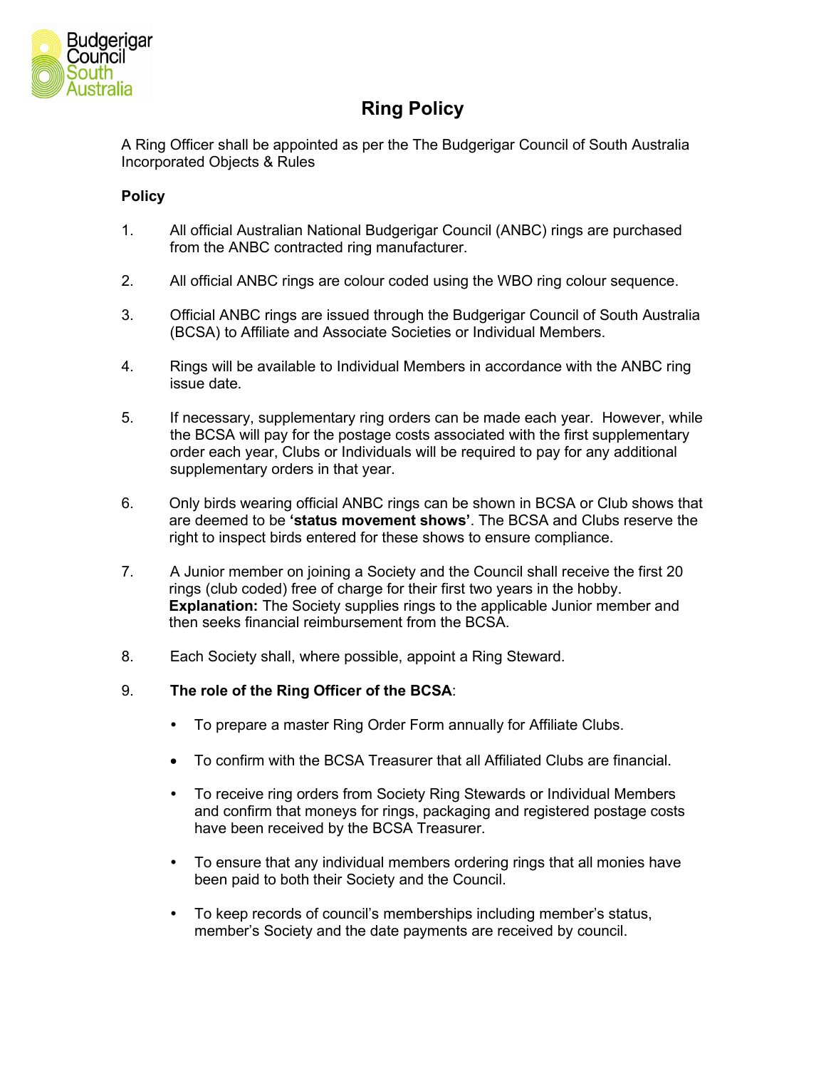# Ring Policy

A Ring Officer shall be appointed as per the The Budgerigar Council of South Australia Incorporated Objects & Rules

**Policy**

1. All official Australian National Budgerigar Council (ANBC) rings are purchased from the ANBC contracted ring manufacturer.

2. All official ANBC rings are colour coded using the WBO ring colour sequence.

3. Official ANBC rings are issued through the Budgerigar Council of South Australia (BCSA) to Affiliate and Associate Societies or Individual Members.

4. Rings will be available to Individual Members in accordance with the ANBC ring issue date.

5. If necessary, supplementary ring orders can be made each year. However, while the BCSA will pay for the postage costs associated with the first supplementary order each year, Clubs or Individuals will be required to pay for any additional supplementary orders in that year.

6. Only birds wearing official ANBC rings can be shown in BCSA or Club shows that are deemed to be **'status movement shows'**. The BCSA and Clubs reserve the right to inspect birds entered for these shows to ensure compliance.

7. A Junior member on joining a Society and the Council shall receive the first 20 rings (club coded) free of charge for their first two years in the hobby. **Explanation:** The Society supplies rings to the applicable Junior member and then seeks financial reimbursement from the BCSA.

8. Each Society shall, where possible, appoint a Ring Steward.

9. **The role of the Ring Officer of the BCSA**:

   - To prepare a master Ring Order Form annually for Affiliate Clubs.
   - To confirm with the BCSA Treasurer that all Affiliated Clubs are financial.
   - To receive ring orders from Society Ring Stewards or Individual Members and confirm that moneys for rings, packaging and registered postage costs have been received by the BCSA Treasurer.
   - To ensure that any individual members ordering rings that all monies have been paid to both their Society and the Council.
   - To keep records of council's memberships including member's status, member's Society and the date payments are received by council.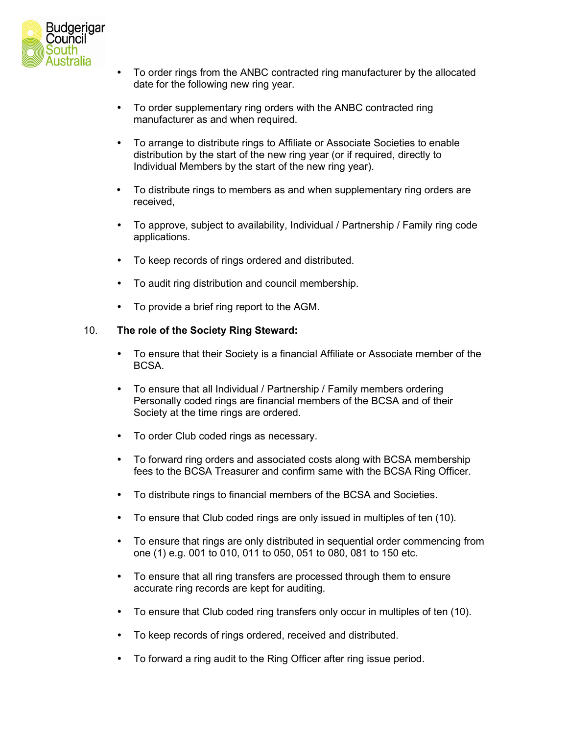- To order rings from the ANBC contracted ring manufacturer by the allocated date for the following new ring year.

- To order supplementary ring orders with the ANBC contracted ring manufacturer as and when required.

- To arrange to distribute rings to Affiliate or Associate Societies to enable distribution by the start of the new ring year (or if required, directly to Individual Members by the start of the new ring year).

- To distribute rings to members as and when supplementary ring orders are received,

- To approve, subject to availability, Individual / Partnership / Family ring code applications.

- To keep records of rings ordered and distributed.

- To audit ring distribution and council membership.

- To provide a brief ring report to the AGM.

10. **The role of the Society Ring Steward:**

- To ensure that their Society is a financial Affiliate or Associate member of the BCSA.

- To ensure that all Individual / Partnership / Family members ordering Personally coded rings are financial members of the BCSA and of their Society at the time rings are ordered.

- To order Club coded rings as necessary.

- To forward ring orders and associated costs along with BCSA membership fees to the BCSA Treasurer and confirm same with the BCSA Ring Officer.

- To distribute rings to financial members of the BCSA and Societies.

- To ensure that Club coded rings are only issued in multiples of ten (10).

- To ensure that rings are only distributed in sequential order commencing from one (1) e.g. 001 to 010, 011 to 050, 051 to 080, 081 to 150 etc.

- To ensure that all ring transfers are processed through them to ensure accurate ring records are kept for auditing.

- To ensure that Club coded ring transfers only occur in multiples of ten (10).

- To keep records of rings ordered, received and distributed.

- To forward a ring audit to the Ring Officer after ring issue period.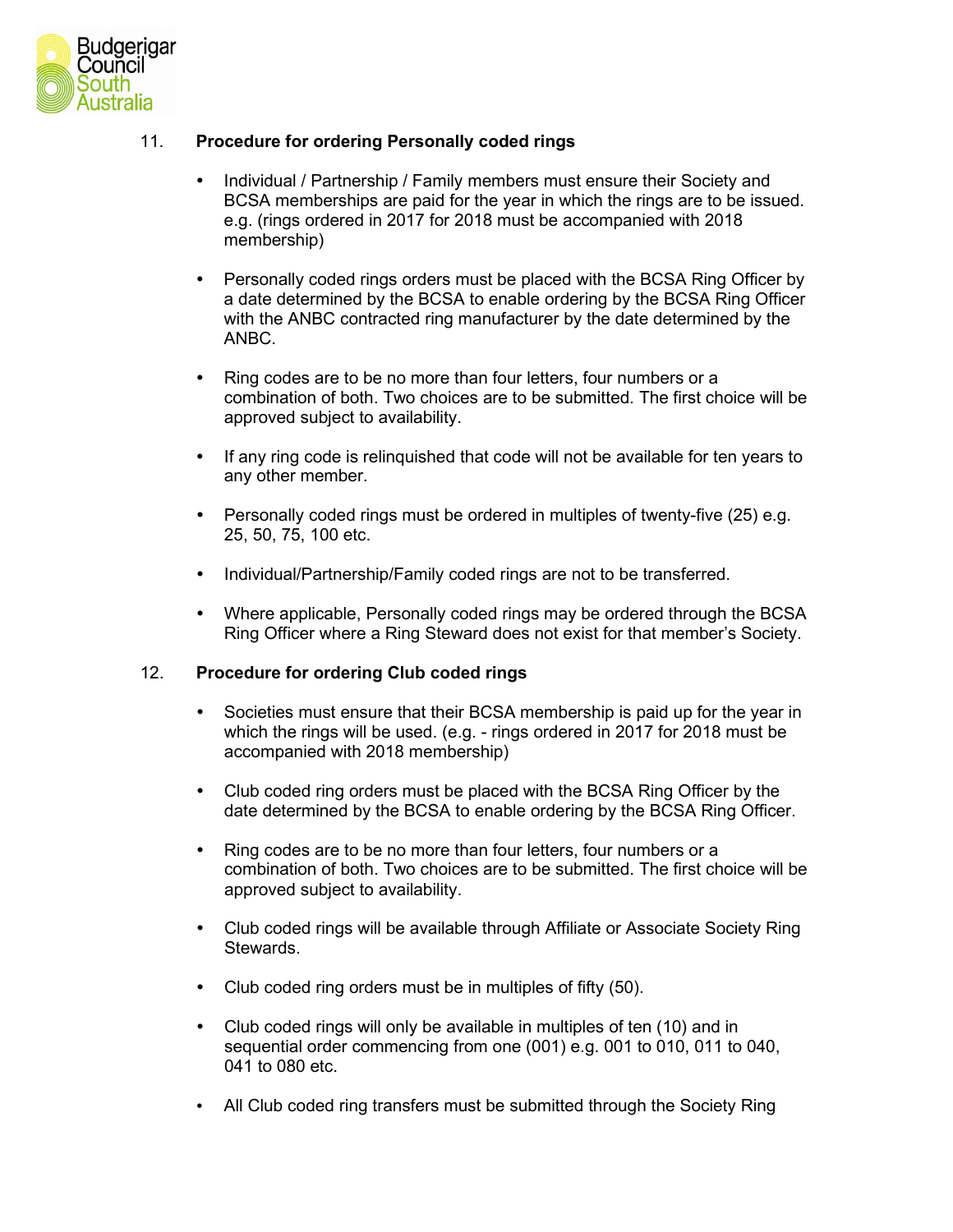11. **Procedure for ordering Personally coded rings**

- Individual / Partnership / Family members must ensure their Society and BCSA memberships are paid for the year in which the rings are to be issued. e.g. (rings ordered in 2017 for 2018 must be accompanied with 2018 membership)

- Personally coded rings orders must be placed with the BCSA Ring Officer by a date determined by the BCSA to enable ordering by the BCSA Ring Officer with the ANBC contracted ring manufacturer by the date determined by the ANBC.

- Ring codes are to be no more than four letters, four numbers or a combination of both. Two choices are to be submitted. The first choice will be approved subject to availability.

- If any ring code is relinquished that code will not be available for ten years to any other member.

- Personally coded rings must be ordered in multiples of twenty-five (25) e.g. 25, 50, 75, 100 etc.

- Individual/Partnership/Family coded rings are not to be transferred.

- Where applicable, Personally coded rings may be ordered through the BCSA Ring Officer where a Ring Steward does not exist for that member's Society.

12. **Procedure for ordering Club coded rings**

- Societies must ensure that their BCSA membership is paid up for the year in which the rings will be used. (e.g. - rings ordered in 2017 for 2018 must be accompanied with 2018 membership)

- Club coded ring orders must be placed with the BCSA Ring Officer by the date determined by the BCSA to enable ordering by the BCSA Ring Officer.

- Ring codes are to be no more than four letters, four numbers or a combination of both. Two choices are to be submitted. The first choice will be approved subject to availability.

- Club coded rings will be available through Affiliate or Associate Society Ring Stewards.

- Club coded ring orders must be in multiples of fifty (50).

- Club coded rings will only be available in multiples of ten (10) and in sequential order commencing from one (001) e.g. 001 to 010, 011 to 040, 041 to 080 etc.

- All Club coded ring transfers must be submitted through the Society Ring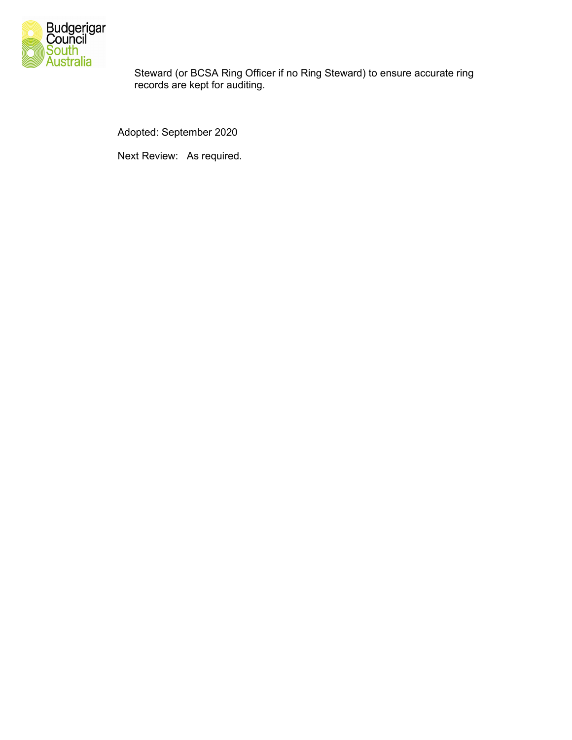Steward (or BCSA Ring Officer if no Ring Steward) to ensure accurate ring records are kept for auditing.

Adopted: September 2020

Next Review: As required.